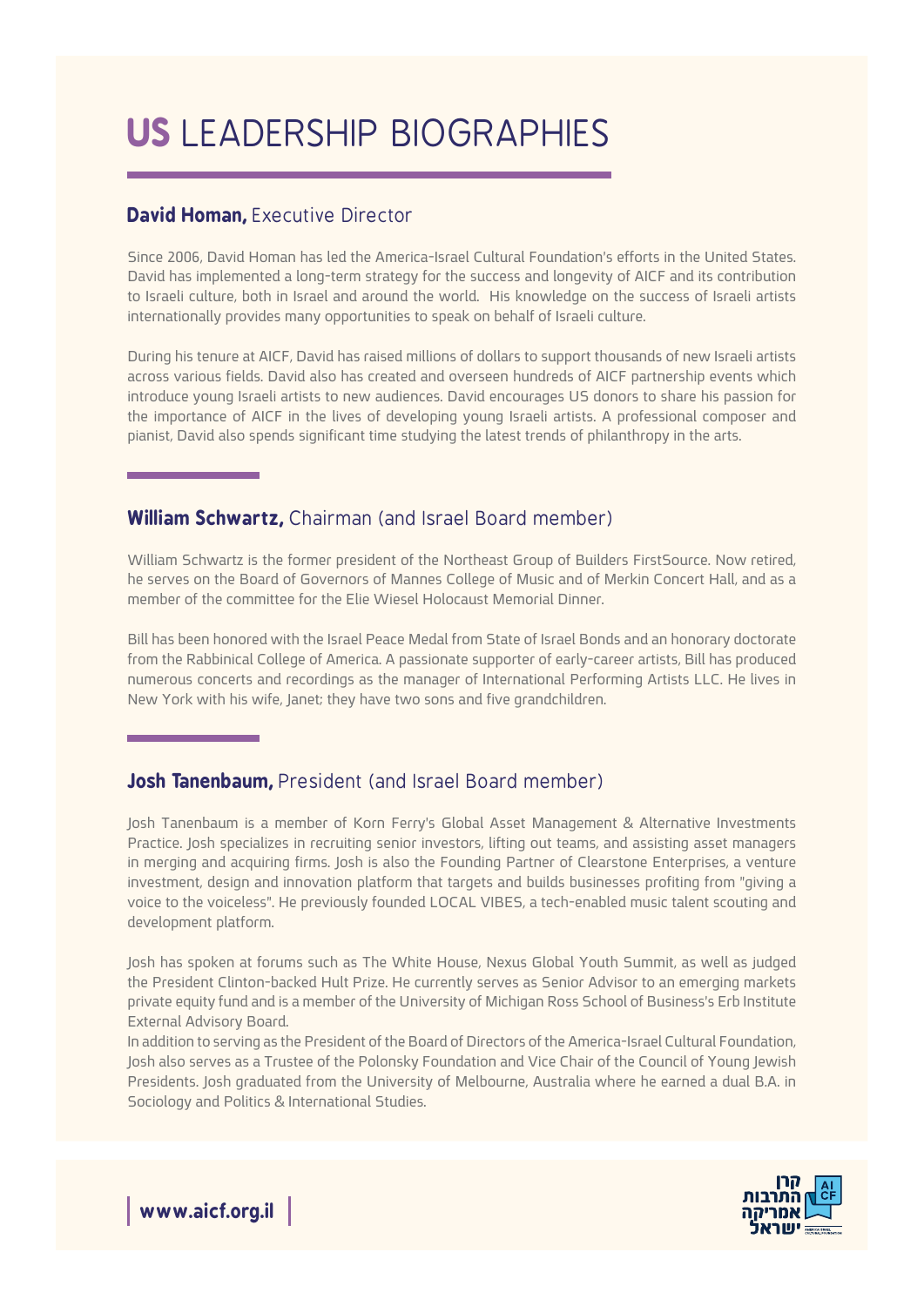# US LEADERSHIP BIOGRAPHIES

## **David Homan,** Executive Director

Since 2006, David Homan has led the America-Israel Cultural Foundation's efforts in the United States. David has implemented a long-term strategy for the success and longevity of AICF and its contribution to Israeli culture, both in Israel and around the world. His knowledge on the success of Israeli artists internationally provides many opportunities to speak on behalf of Israeli culture.

During his tenure at AICF, David has raised millions of dollars to support thousands of new Israeli artists across various fields. David also has created and overseen hundreds of AICF partnership events which introduce young Israeli artists to new audiences. David encourages US donors to share his passion for the importance of AICF in the lives of developing young Israeli artists. A professional composer and pianist, David also spends significant time studying the latest trends of philanthropy in the arts.

## **William Schwartz,** Chairman (and Israel Board member)

William Schwartz is the former president of the Northeast Group of Builders FirstSource. Now retired, he serves on the Board of Governors of Mannes College of Music and of Merkin Concert Hall, and as a member of the committee for the Elie Wiesel Holocaust Memorial Dinner.

Bill has been honored with the Israel Peace Medal from State of Israel Bonds and an honorary doctorate from the Rabbinical College of America. A passionate supporter of early-career artists, Bill has produced numerous concerts and recordings as the manager of International Performing Artists LLC. He lives in New York with his wife, Janet; they have two sons and five grandchildren.

## **Josh Tanenbaum,** President (and Israel Board member)

Josh Tanenbaum is a member of Korn Ferry's Global Asset Management & Alternative Investments Practice. Josh specializes in recruiting senior investors, lifting out teams, and assisting asset managers in merging and acquiring firms. Josh is also the Founding Partner of Clearstone Enterprises, a venture investment, design and innovation platform that targets and builds businesses profiting from "giving a voice to the voiceless". He previously founded LOCAL VIBES, a tech-enabled music talent scouting and development platform.

Josh has spoken at forums such as The White House, Nexus Global Youth Summit, as well as judged the President Clinton-backed Hult Prize. He currently serves as Senior Advisor to an emerging markets private equity fund and is a member of the University of Michigan Ross School of Business's Erb Institute External Advisory Board.

In addition to serving as the President of the Board of Directors of the America-Israel Cultural Foundation, Josh also serves as a Trustee of the Polonsky Foundation and Vice Chair of the Council of Young Jewish Presidents. Josh graduated from the University of Melbourne, Australia where he earned a dual B.A. in Sociology and Politics & International Studies.

www.aicf.org.il

קרן התרבות אמריקה ישראל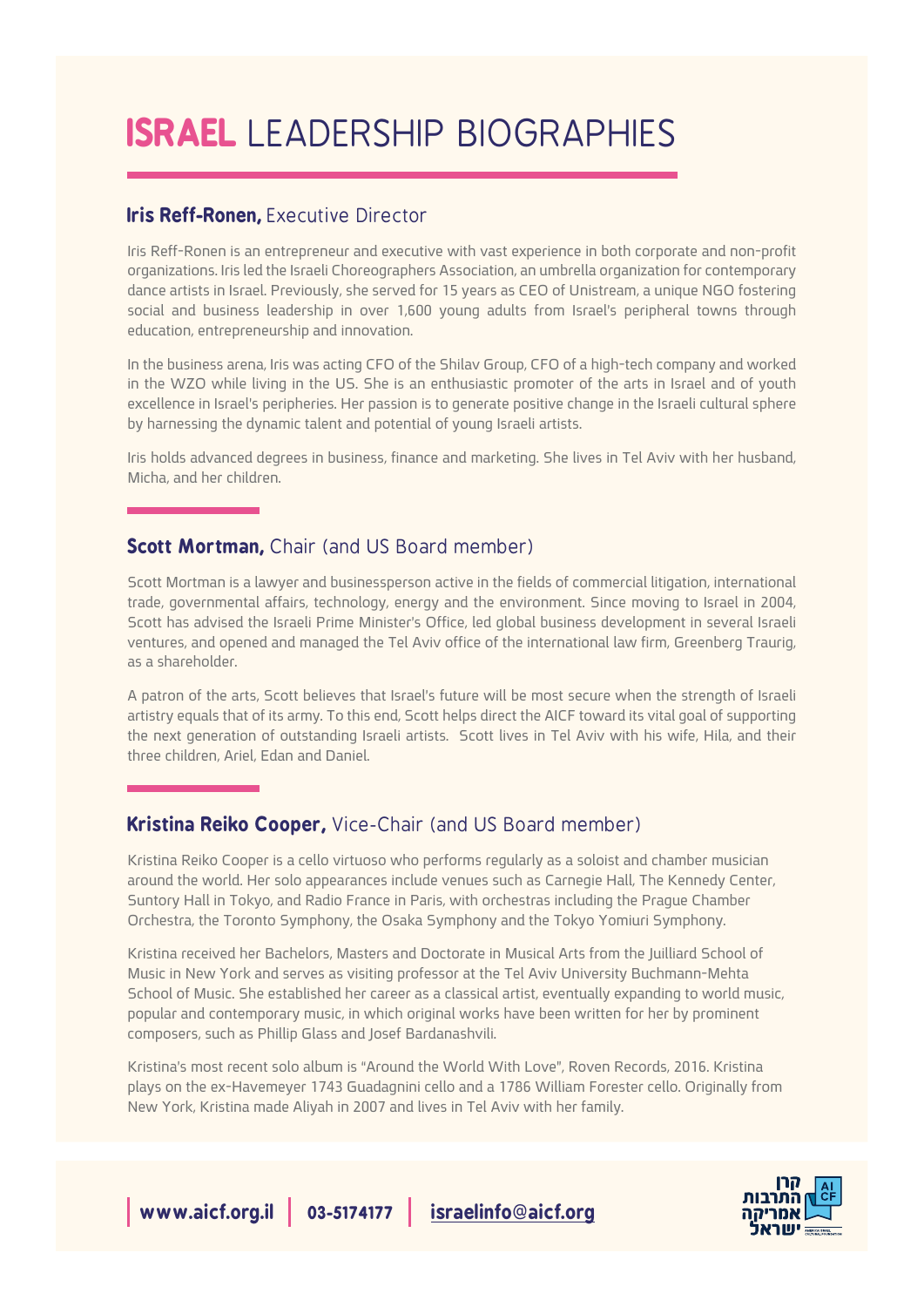# ISRAEL LEADERSHIP BIOGRAPHIES

## **Iris Reff-Ronen,** Executive Director

Iris Reff-Ronen is an entrepreneur and executive with vast experience in both corporate and non-profit organizations. Iris led the Israeli Choreographers Association, an umbrella organization for contemporary dance artists in Israel. Previously, she served for 15 years as CEO of Unistream, a unique NGO fostering social and business leadership in over 1,600 young adults from Israel's peripheral towns through education, entrepreneurship and innovation.

In the business arena, Iris was acting CFO of the Shilav Group, CFO of a high-tech company and worked in the WZO while living in the US. She is an enthusiastic promoter of the arts in Israel and of youth excellence in Israel's peripheries. Her passion is to generate positive change in the Israeli cultural sphere by harnessing the dynamic talent and potential of young Israeli artists.

Iris holds advanced degrees in business, finance and marketing. She lives in Tel Aviv with her husband, Micha, and her children.

## **Scott Mortman,** Chair (and US Board member)

Scott Mortman is a lawyer and businessperson active in the fields of commercial litigation, international trade, governmental affairs, technology, energy and the environment. Since moving to Israel in 2004, Scott has advised the Israeli Prime Minister's Office, led global business development in several Israeli ventures, and opened and managed the Tel Aviv office of the international law firm, Greenberg Traurig, as a shareholder.

A patron of the arts, Scott believes that Israel's future will be most secure when the strength of Israeli artistry equals that of its army. To this end, Scott helps direct the AICF toward its vital goal of supporting the next generation of outstanding Israeli artists. Scott lives in Tel Aviv with his wife, Hila, and their three children, Ariel, Edan and Daniel.

## **Kristina Reiko Cooper,** Vice-Chair (and US Board member)

Kristina Reiko Cooper is a cello virtuoso who performs regularly as a soloist and chamber musician around the world. Her solo appearances include venues such as Carnegie Hall, The Kennedy Center, Suntory Hall in Tokyo, and Radio France in Paris, with orchestras including the Prague Chamber Orchestra, the Toronto Symphony, the Osaka Symphony and the Tokyo Yomiuri Symphony.

Kristina received her Bachelors, Masters and Doctorate in Musical Arts from the Juilliard School of Music in New York and serves as visiting professor at the Tel Aviv University Buchmann-Mehta School of Music. She established her career as a classical artist, eventually expanding to world music, popular and contemporary music, in which original works have been written for her by prominent composers, such as Phillip Glass and Josef Bardanashvili.

Kristina's most recent solo album is "Around the World With Love", Roven Records, 2016. Kristina plays on the ex-Havemeyer 1743 Guadagnini cello and a 1786 William Forester cello. Originally from New York, Kristina made Aliyah in 2007 and lives in Tel Aviv with her family.

www.aicf.org.il | 03-5174177 | israelinfo@aicf.org

קרן התרבות אמריקה ישראל